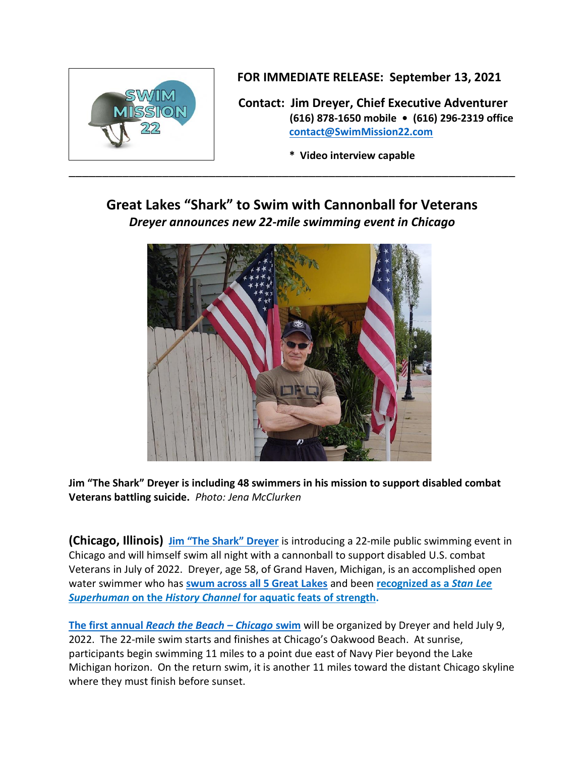**FOR IMMEDIATE RELEASE: September 13, 2021**

**Contact: Jim Dreyer, Chief Executive Adventurer**
**(616) 878-1650 mobile • (616) 296-2319 office**
**contact@SwimMission22.com**

**\* Video interview capable**

---

## Great Lakes "Shark" to Swim with Cannonball for Veterans

***Dreyer announces new 22-mile swimming event in Chicago***

**Jim "The Shark" Dreyer is including 48 swimmers in his mission to support disabled combat Veterans battling suicide.** *Photo: Jena McClurken*

**(Chicago, Illinois)** **Jim "The Shark" Dreyer** is introducing a 22-mile public swimming event in Chicago and will himself swim all night with a cannonball to support disabled U.S. combat Veterans in July of 2022. Dreyer, age 58, of Grand Haven, Michigan, is an accomplished open water swimmer who has **swum across all 5 Great Lakes** and been **recognized as a *Stan Lee Superhuman* on the *History Channel* for aquatic feats of strength.**

**The first annual *Reach the Beach – Chicago* swim** will be organized by Dreyer and held July 9, 2022. The 22-mile swim starts and finishes at Chicago's Oakwood Beach. At sunrise, participants begin swimming 11 miles to a point due east of Navy Pier beyond the Lake Michigan horizon. On the return swim, it is another 11 miles toward the distant Chicago skyline where they must finish before sunset.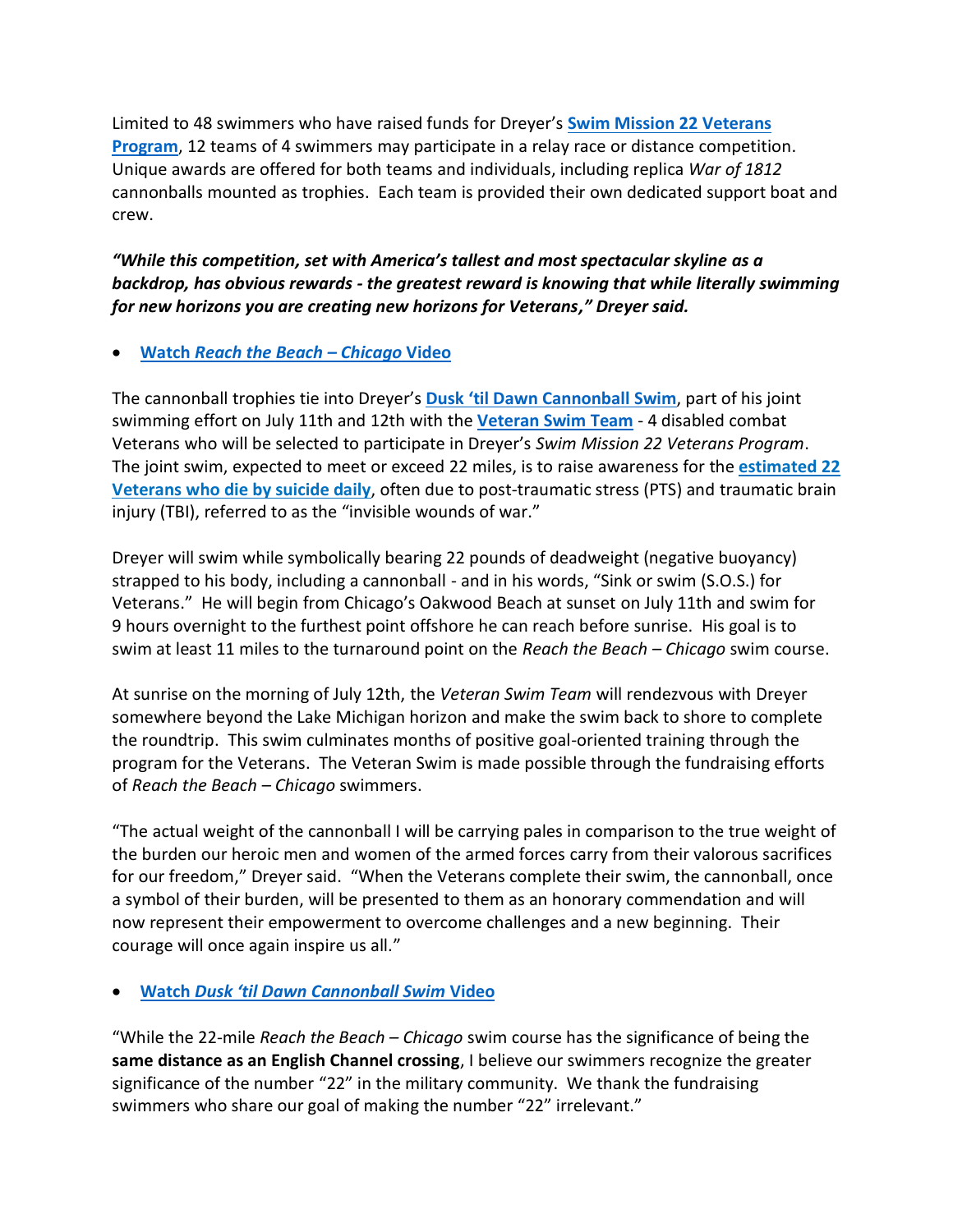Limited to 48 swimmers who have raised funds for Dreyer's **Swim Mission 22 Veterans Program**, 12 teams of 4 swimmers may participate in a relay race or distance competition. Unique awards are offered for both teams and individuals, including replica *War of 1812* cannonballs mounted as trophies. Each team is provided their own dedicated support boat and crew.

***"While this competition, set with America's tallest and most spectacular skyline as a backdrop, has obvious rewards - the greatest reward is knowing that while literally swimming for new horizons you are creating new horizons for Veterans," Dreyer said.***

- **Watch *Reach the Beach – Chicago* Video**

The cannonball trophies tie into Dreyer's **Dusk 'til Dawn Cannonball Swim**, part of his joint swimming effort on July 11th and 12th with the **Veteran Swim Team** - 4 disabled combat Veterans who will be selected to participate in Dreyer's *Swim Mission 22 Veterans Program*. The joint swim, expected to meet or exceed 22 miles, is to raise awareness for the **estimated 22 Veterans who die by suicide daily**, often due to post-traumatic stress (PTS) and traumatic brain injury (TBI), referred to as the "invisible wounds of war."

Dreyer will swim while symbolically bearing 22 pounds of deadweight (negative buoyancy) strapped to his body, including a cannonball - and in his words, "Sink or swim (S.O.S.) for Veterans." He will begin from Chicago's Oakwood Beach at sunset on July 11th and swim for 9 hours overnight to the furthest point offshore he can reach before sunrise. His goal is to swim at least 11 miles to the turnaround point on the *Reach the Beach – Chicago* swim course.

At sunrise on the morning of July 12th, the *Veteran Swim Team* will rendezvous with Dreyer somewhere beyond the Lake Michigan horizon and make the swim back to shore to complete the roundtrip. This swim culminates months of positive goal-oriented training through the program for the Veterans. The Veteran Swim is made possible through the fundraising efforts of *Reach the Beach – Chicago* swimmers.

"The actual weight of the cannonball I will be carrying pales in comparison to the true weight of the burden our heroic men and women of the armed forces carry from their valorous sacrifices for our freedom," Dreyer said. "When the Veterans complete their swim, the cannonball, once a symbol of their burden, will be presented to them as an honorary commendation and will now represent their empowerment to overcome challenges and a new beginning. Their courage will once again inspire us all."

- **Watch *Dusk 'til Dawn Cannonball Swim* Video**

"While the 22-mile *Reach the Beach – Chicago* swim course has the significance of being the **same distance as an English Channel crossing**, I believe our swimmers recognize the greater significance of the number "22" in the military community. We thank the fundraising swimmers who share our goal of making the number "22" irrelevant."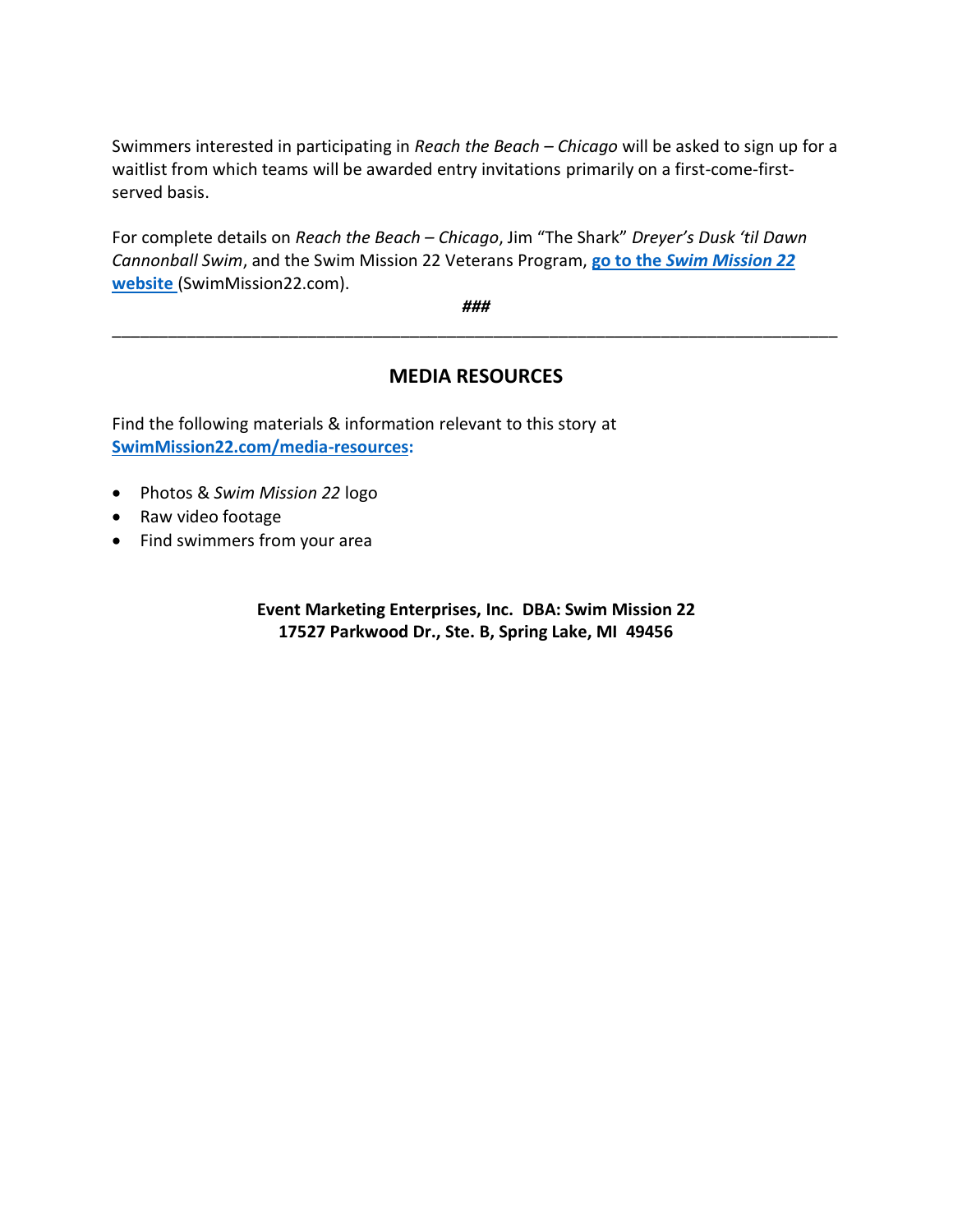Swimmers interested in participating in *Reach the Beach – Chicago* will be asked to sign up for a waitlist from which teams will be awarded entry invitations primarily on a first-come-first-served basis.

For complete details on *Reach the Beach – Chicago*, Jim "The Shark" *Dreyer's Dusk 'til Dawn Cannonball Swim*, and the Swim Mission 22 Veterans Program, **go to the *Swim Mission 22* website** (SwimMission22.com).

***###***

---

## MEDIA RESOURCES

Find the following materials & information relevant to this story at **SwimMission22.com/media-resources:**

- Photos & *Swim Mission 22* logo
- Raw video footage
- Find swimmers from your area

**Event Marketing Enterprises, Inc.  DBA: Swim Mission 22**
**17527 Parkwood Dr., Ste. B, Spring Lake, MI  49456**